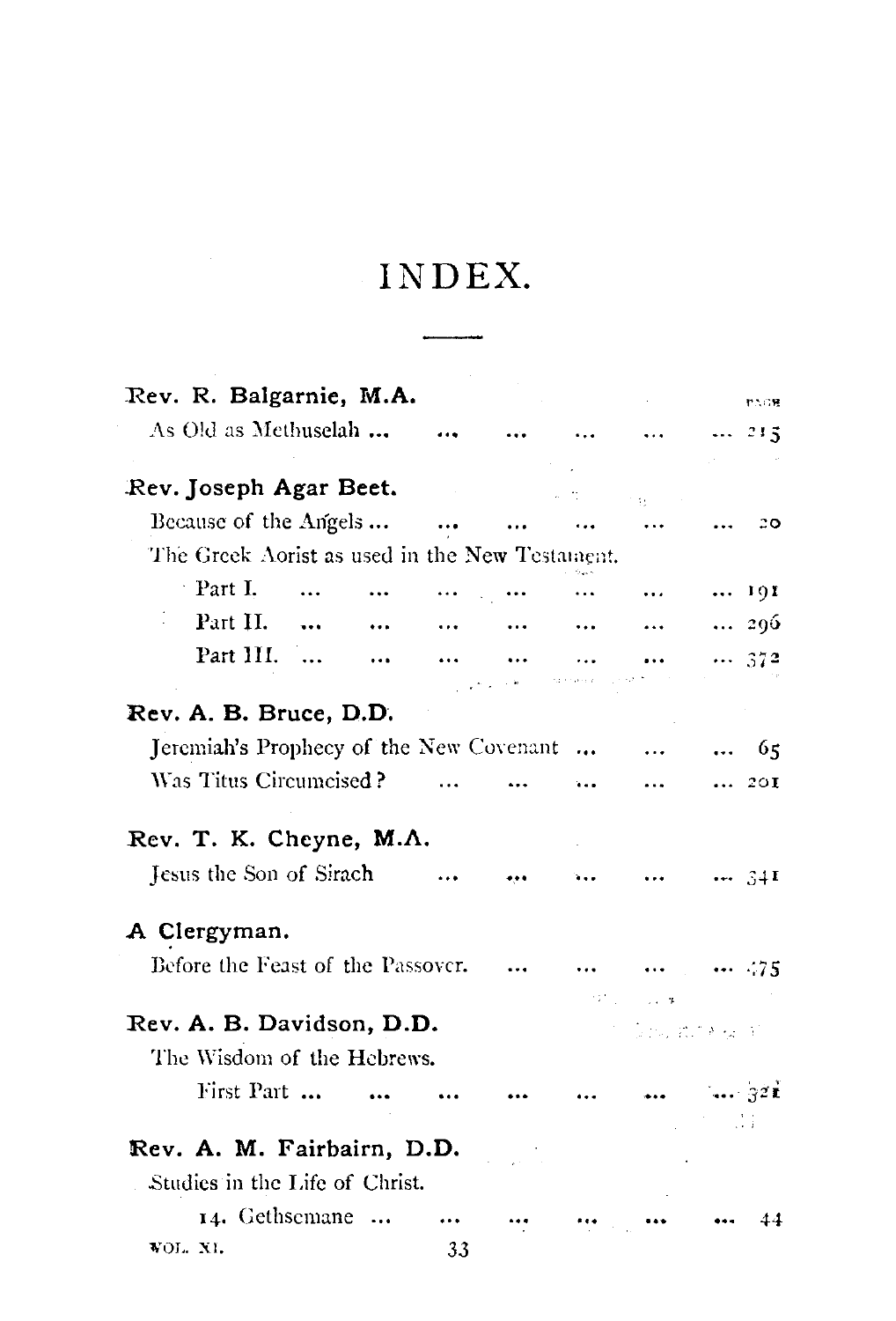# INDEX.

| | PAGE |
|---|---|
| **Rev. R. Balgarnie, M.A.** | |
| As Old as Methuselah ... | 215 |
| **Rev. Joseph Agar Beet.** | |
| Because of the Angels ... | 20 |
| The Greek Aorist as used in the New Testament. | |
| Part I. ... | 191 |
| Part II. ... | 296 |
| Part III. ... | 372 |
| **Rev. A. B. Bruce, D.D.** | |
| Jeremiah's Prophecy of the New Covenant ... | 65 |
| Was Titus Circumcised? ... | 201 |
| **Rev. T. K. Cheyne, M.A.** | |
| Jesus the Son of Sirach ... | 341 |
| **A Clergyman.** | |
| Before the Feast of the Passover. ... | 475 |
| **Rev. A. B. Davidson, D.D.** | |
| The Wisdom of the Hebrews. | |
| First Part ... | 321 |
| **Rev. A. M. Fairbairn, D.D.** | |
| Studies in the Life of Christ. | |
| 14. Gethsemane ... | 44 |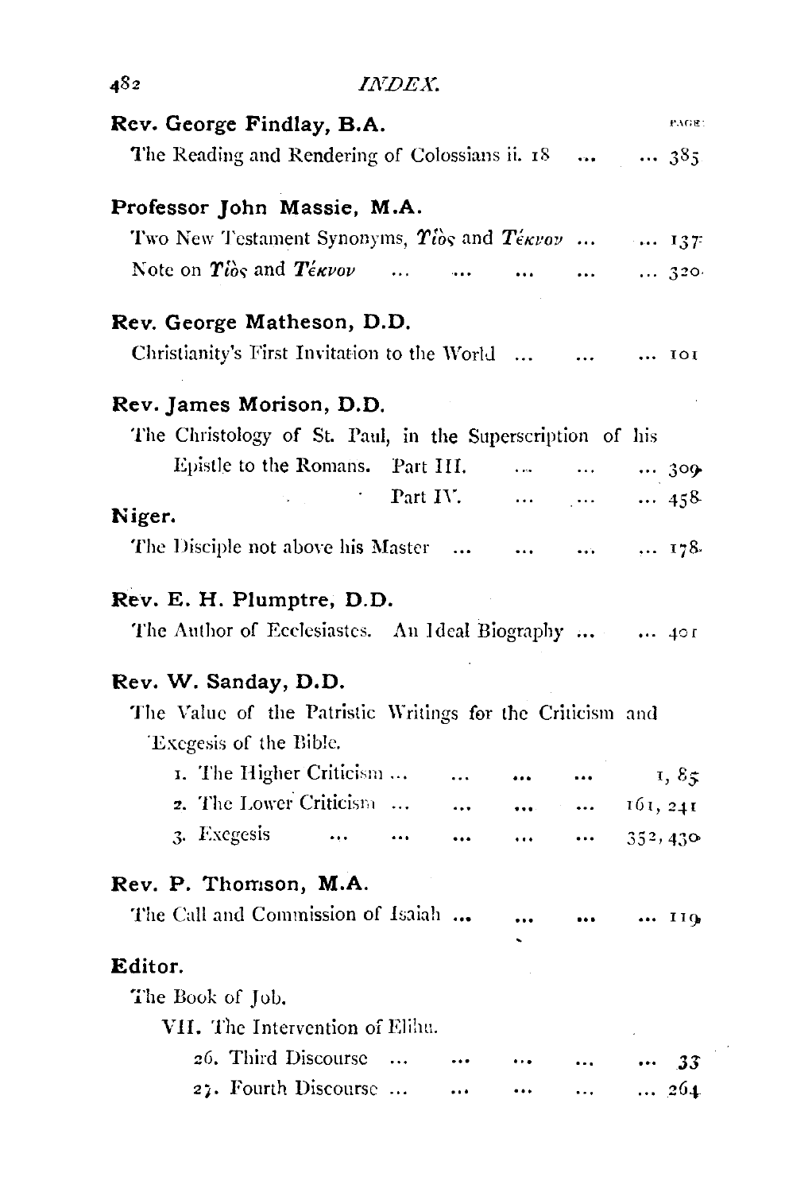| | PAGE |
|---|---|
| **Rev. George Findlay, B.A.** | |
| The Reading and Rendering of Colossians ii. 18 ... | ... 385 |
| **Professor John Massie, M.A.** | |
| Two New Testament Synonyms, *Υἱὸς* and *Τέκνον* ... | ... 137 |
| Note on *Υἱὸς* and *Τέκνον* ... ... ... ... | ... 320 |
| **Rev. George Matheson, D.D.** | |
| Christianity's First Invitation to the World ... ... | ... 101 |
| **Rev. James Morison, D.D.** | |
| The Christology of St. Paul, in the Superscription of his Epistle to the Romans. Part III. ... ... | ... 309 |
| Part IV. ... ... | ... 458 |
| **Niger.** | |
| The Disciple not above his Master ... ... ... | ... 178 |
| **Rev. E. H. Plumptre, D.D.** | |
| The Author of Ecclesiastes. An Ideal Biography ... | ... 401 |
| **Rev. W. Sanday, D.D.** | |
| The Value of the Patristic Writings for the Criticism and Exegesis of the Bible. | |
| 1. The Higher Criticism ... ... ... ... | 1, 85 |
| 2. The Lower Criticism ... ... ... ... | 161, 241 |
| 3. Exegesis ... ... ... ... ... | 352, 430 |
| **Rev. P. Thomson, M.A.** | |
| The Call and Commission of Isaiah ... ... ... | ... 119 |
| **Editor.** | |
| The Book of Job. | |
| VII. The Intervention of Elihu. | |
| 26. Third Discourse ... ... ... ... | ... 33 |
| 27. Fourth Discourse ... ... ... ... | ... 264 |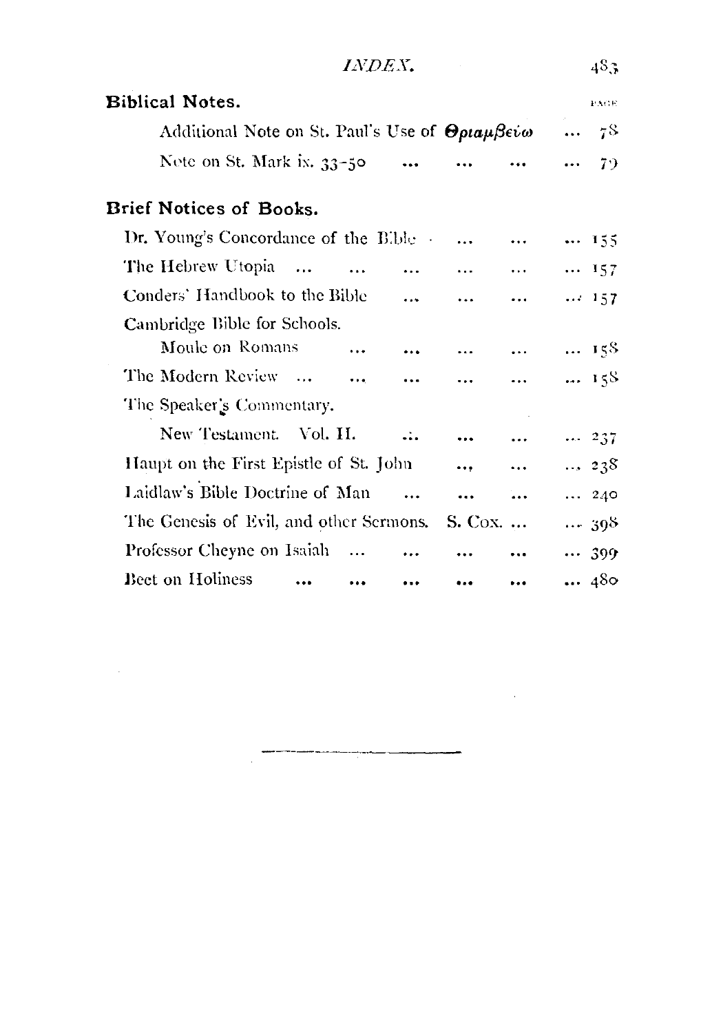## Biblical Notes.

PAGE

Additional Note on St. Paul's Use of **Θριαμβεύω** ... 78

Note on St. Mark ix. 33-50 ... ... ... ... 79

## Brief Notices of Books.

Dr. Young's Concordance of the Bible ... ... ... 155

The Hebrew Utopia ... ... ... ... ... ... 157

Conders' Handbook to the Bible ... ... ... ... 157

Cambridge Bible for Schools.

Moule on Romans ... ... ... ... ... 158

The Modern Review ... ... ... ... ... ... 158

The Speaker's Commentary.

New Testament. Vol. II. ... ... ... ... 237

Haupt on the First Epistle of St. John ... ... ... 238

Laidlaw's Bible Doctrine of Man ... ... ... ... 240

The Genesis of Evil, and other Sermons. S. Cox. ... ... 398

Professor Cheyne on Isaiah ... ... ... ... ... 399

Beet on Holiness ... ... ... ... ... ... 480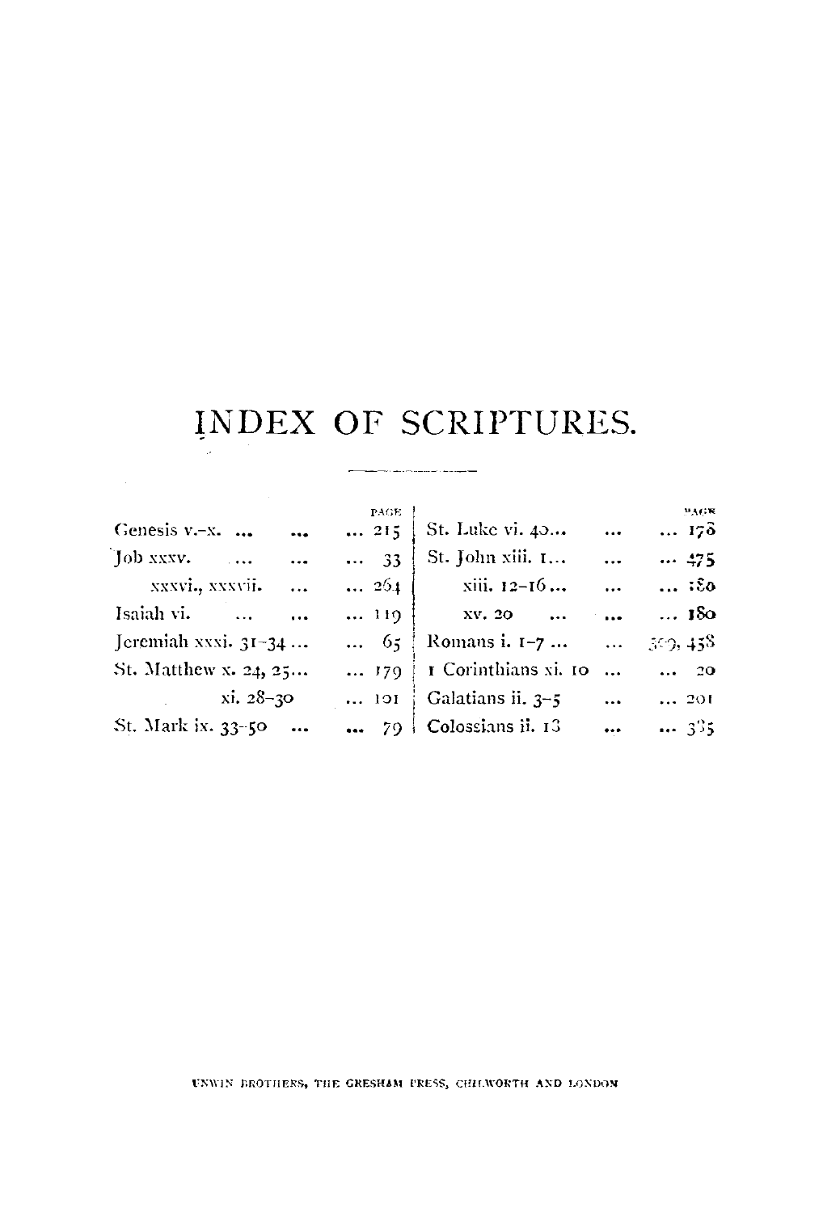# INDEX OF SCRIPTURES.

| | PAGE | | PAGE |
|---|---|---|---|
| Genesis v.-x. ... ... | ... 215 | St. Luke vi. 40... ... | ... 178 |
| Job xxxv. ... ... | ... 33 | St. John xiii. 1... ... | ... 475 |
| xxxvi., xxxvii. ... | ... 264 | xiii. 12-16... ... | ... 180 |
| Isaiah vi. ... ... | ... 119 | xv. 20 ... ... | ... 180 |
| Jeremiah xxxi. 31-34 ... | ... 65 | Romans i. 1-7 ... ... | 309, 458 |
| St. Matthew x. 24, 25... | ... 179 | 1 Corinthians xi. 10 ... | ... 20 |
| xi. 28-30 | ... 101 | Galatians ii. 3-5 ... | ... 201 |
| St. Mark ix. 33-50 ... | ... 79 | Colossians ii. 13 ... | ... 385 |

UNWIN BROTHERS, THE GRESHAM PRESS, CHILWORTH AND LONDON